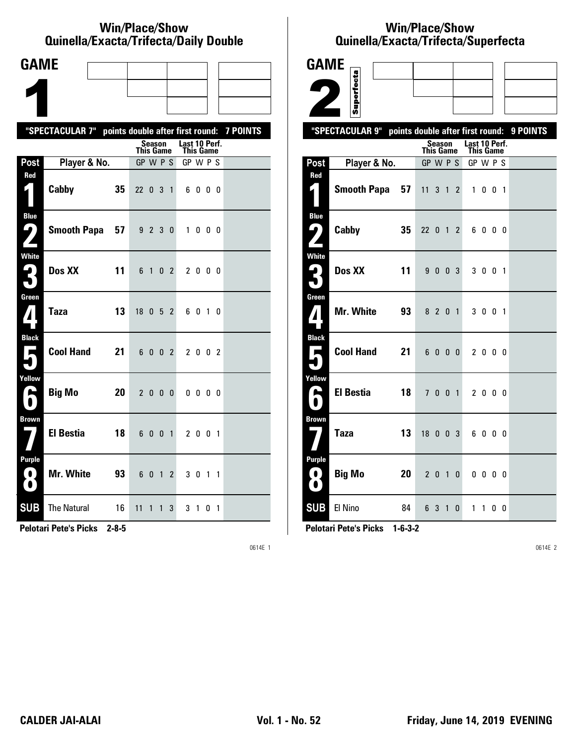## Win/Place/Show
## Quinella/Exacta/Trifecta/Daily Double

**GAME 1**

**"SPECTACULAR 7" points double after first round: 7 POINTS**

| Post | Player & No. | | Season This Game GP W P S | Last 10 Perf. This Game GP W P S |
|---|---|---|---|---|
| Red 1 | Cabby | 35 | 22 0 3 1 | 6 0 0 0 |
| Blue 2 | Smooth Papa | 57 | 9 2 3 0 | 1 0 0 0 |
| White 3 | Dos XX | 11 | 6 1 0 2 | 2 0 0 0 |
| Green 4 | Taza | 13 | 18 0 5 2 | 6 0 1 0 |
| Black 5 | Cool Hand | 21 | 6 0 0 2 | 2 0 0 2 |
| Yellow 6 | Big Mo | 20 | 2 0 0 0 | 0 0 0 0 |
| Brown 7 | El Bestia | 18 | 6 0 0 1 | 2 0 0 1 |
| Purple 8 | Mr. White | 93 | 6 0 1 2 | 3 0 1 1 |
| SUB | The Natural | 16 | 11 1 1 3 | 3 1 0 1 |

**Pelotari Pete's Picks 2-8-5**

0614E 1

## Win/Place/Show
## Quinella/Exacta/Trifecta/Superfecta

**GAME 2** Superfecta

**"SPECTACULAR 9" points double after first round: 9 POINTS**

| Post | Player & No. | | Season This Game GP W P S | Last 10 Perf. This Game GP W P S |
|---|---|---|---|---|
| Red 1 | Smooth Papa | 57 | 11 3 1 2 | 1 0 0 1 |
| Blue 2 | Cabby | 35 | 22 0 1 2 | 6 0 0 0 |
| White 3 | Dos XX | 11 | 9 0 0 3 | 3 0 0 1 |
| Green 4 | Mr. White | 93 | 8 2 0 1 | 3 0 0 1 |
| Black 5 | Cool Hand | 21 | 6 0 0 0 | 2 0 0 0 |
| Yellow 6 | El Bestia | 18 | 7 0 0 1 | 2 0 0 0 |
| Brown 7 | Taza | 13 | 18 0 0 3 | 6 0 0 0 |
| Purple 8 | Big Mo | 20 | 2 0 1 0 | 0 0 0 0 |
| SUB | El Nino | 84 | 6 3 1 0 | 1 1 0 0 |

**Pelotari Pete's Picks 1-6-3-2**

0614E 2

**CALDER JAI-ALAI** **Vol. 1 - No. 52** **Friday, June 14, 2019 EVENING**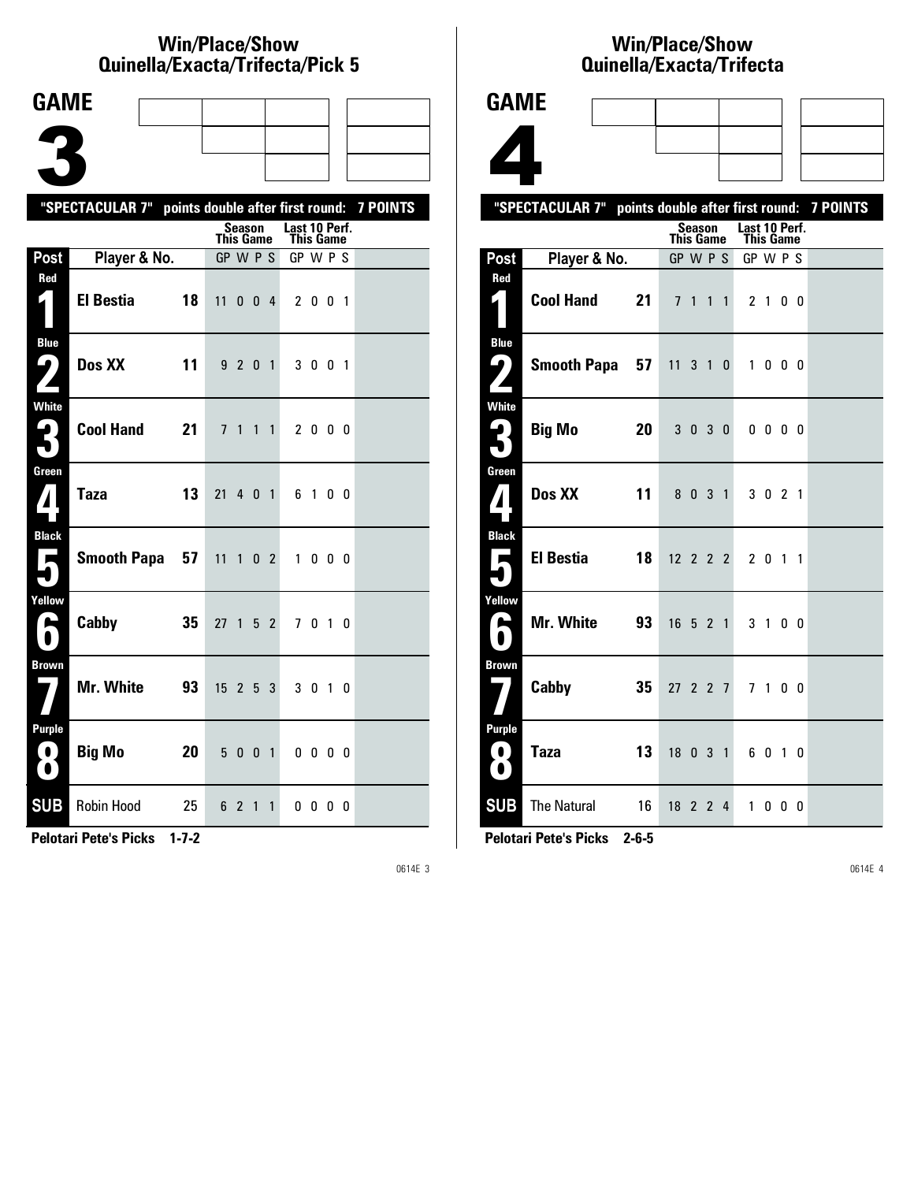## Win/Place/Show Quinella/Exacta/Trifecta/Pick 5

# GAME 3

**"SPECTACULAR 7" points double after first round: 7 POINTS**

| Post | Player & No. | | Season This Game GP | W | P | S | Last 10 Perf. This Game GP | W | P | S |
|---|---|---|---|---|---|---|---|---|---|---|
| Red 1 | **El Bestia** | **18** | 11 | 0 | 0 | 4 | 2 | 0 | 0 | 1 |
| Blue 2 | **Dos XX** | **11** | 9 | 2 | 0 | 1 | 3 | 0 | 0 | 1 |
| White 3 | **Cool Hand** | **21** | 7 | 1 | 1 | 1 | 2 | 0 | 0 | 0 |
| Green 4 | **Taza** | **13** | 21 | 4 | 0 | 1 | 6 | 1 | 0 | 0 |
| Black 5 | **Smooth Papa** | **57** | 11 | 1 | 0 | 2 | 1 | 0 | 0 | 0 |
| Yellow 6 | **Cabby** | **35** | 27 | 1 | 5 | 2 | 7 | 0 | 1 | 0 |
| Brown 7 | **Mr. White** | **93** | 15 | 2 | 5 | 3 | 3 | 0 | 1 | 0 |
| Purple 8 | **Big Mo** | **20** | 5 | 0 | 0 | 1 | 0 | 0 | 0 | 0 |
| SUB | Robin Hood | 25 | 6 | 2 | 1 | 1 | 0 | 0 | 0 | 0 |

**Pelotari Pete's Picks 1-7-2**

## Win/Place/Show Quinella/Exacta/Trifecta

# GAME 4

**"SPECTACULAR 7" points double after first round: 7 POINTS**

| Post | Player & No. | | Season This Game GP | W | P | S | Last 10 Perf. This Game GP | W | P | S |
|---|---|---|---|---|---|---|---|---|---|---|
| Red 1 | **Cool Hand** | **21** | 7 | 1 | 1 | 1 | 2 | 1 | 0 | 0 |
| Blue 2 | **Smooth Papa** | **57** | 11 | 3 | 1 | 0 | 1 | 0 | 0 | 0 |
| White 3 | **Big Mo** | **20** | 3 | 0 | 3 | 0 | 0 | 0 | 0 | 0 |
| Green 4 | **Dos XX** | **11** | 8 | 0 | 3 | 1 | 3 | 0 | 2 | 1 |
| Black 5 | **El Bestia** | **18** | 12 | 2 | 2 | 2 | 2 | 0 | 1 | 1 |
| Yellow 6 | **Mr. White** | **93** | 16 | 5 | 2 | 1 | 3 | 1 | 0 | 0 |
| Brown 7 | **Cabby** | **35** | 27 | 2 | 2 | 7 | 7 | 1 | 0 | 0 |
| Purple 8 | **Taza** | **13** | 18 | 0 | 3 | 1 | 6 | 0 | 1 | 0 |
| SUB | The Natural | 16 | 18 | 2 | 2 | 4 | 1 | 0 | 0 | 0 |

**Pelotari Pete's Picks 2-6-5**

0614E 3

0614E 4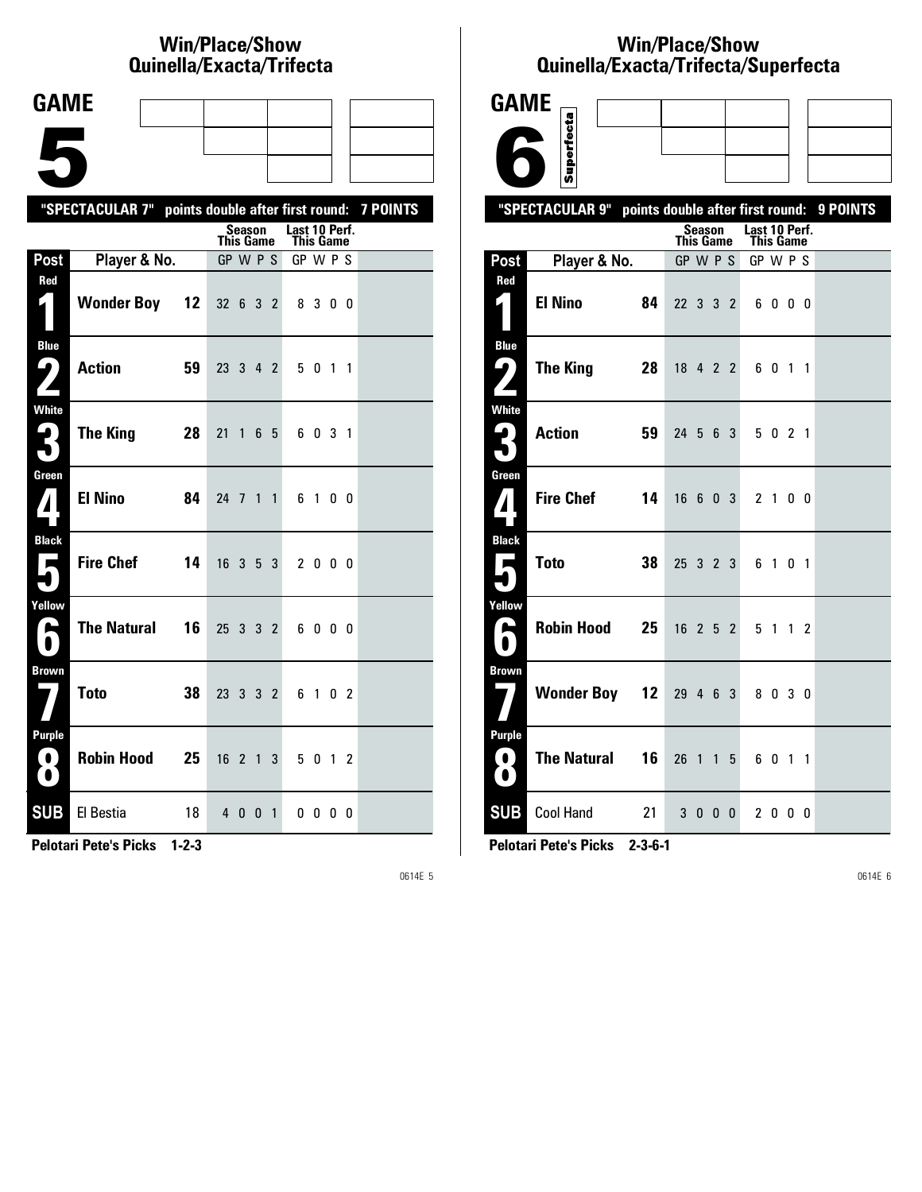# Win/Place/Show Quinella/Exacta/Trifecta

## GAME 5

**"SPECTACULAR 7" points double after first round: 7 POINTS**

| Post | Player & No. | | Season This Game GP W P S | Last 10 Perf. This Game GP W P S |
|---|---|---|---|---|
| Red 1 | Wonder Boy | 12 | 32 6 3 2 | 8 3 0 0 |
| Blue 2 | Action | 59 | 23 3 4 2 | 5 0 1 1 |
| White 3 | The King | 28 | 21 1 6 5 | 6 0 3 1 |
| Green 4 | El Nino | 84 | 24 7 1 1 | 6 1 0 0 |
| Black 5 | Fire Chef | 14 | 16 3 5 3 | 2 0 0 0 |
| Yellow 6 | The Natural | 16 | 25 3 3 2 | 6 0 0 0 |
| Brown 7 | Toto | 38 | 23 3 3 2 | 6 1 0 2 |
| Purple 8 | Robin Hood | 25 | 16 2 1 3 | 5 0 1 2 |
| SUB | El Bestia | 18 | 4 0 0 1 | 0 0 0 0 |

**Pelotari Pete's Picks 1-2-3**

0614E 5

# Win/Place/Show Quinella/Exacta/Trifecta/Superfecta

## GAME 6

Superfecta

**"SPECTACULAR 9" points double after first round: 9 POINTS**

| Post | Player & No. | | Season This Game GP W P S | Last 10 Perf. This Game GP W P S |
|---|---|---|---|---|
| Red 1 | El Nino | 84 | 22 3 3 2 | 6 0 0 0 |
| Blue 2 | The King | 28 | 18 4 2 2 | 6 0 1 1 |
| White 3 | Action | 59 | 24 5 6 3 | 5 0 2 1 |
| Green 4 | Fire Chef | 14 | 16 6 0 3 | 2 1 0 0 |
| Black 5 | Toto | 38 | 25 3 2 3 | 6 1 0 1 |
| Yellow 6 | Robin Hood | 25 | 16 2 5 2 | 5 1 1 2 |
| Brown 7 | Wonder Boy | 12 | 29 4 6 3 | 8 0 3 0 |
| Purple 8 | The Natural | 16 | 26 1 1 5 | 6 0 1 1 |
| SUB | Cool Hand | 21 | 3 0 0 0 | 2 0 0 0 |

**Pelotari Pete's Picks 2-3-6-1**

0614E 6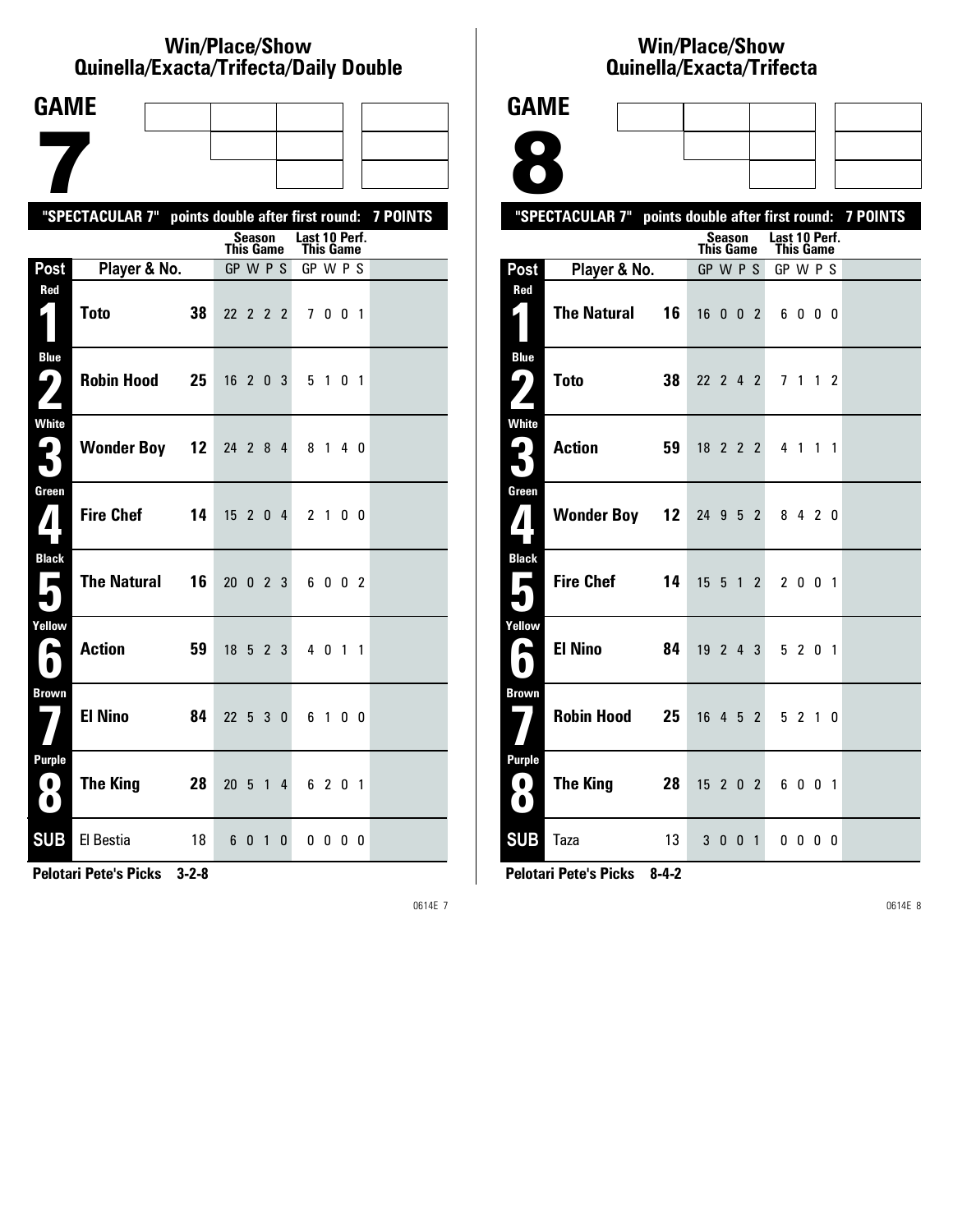# Win/Place/Show Quinella/Exacta/Trifecta/Daily Double

## GAME 7

"SPECTACULAR 7" points double after first round: 7 POINTS

| Post | Player & No. | | Season This Game GP W P S | Last 10 Perf. This Game GP W P S |
|---|---|---|---|---|
| Red 1 | Toto | 38 | 22 2 2 2 | 7 0 0 1 |
| Blue 2 | Robin Hood | 25 | 16 2 0 3 | 5 1 0 1 |
| White 3 | Wonder Boy | 12 | 24 2 8 4 | 8 1 4 0 |
| Green 4 | Fire Chef | 14 | 15 2 0 4 | 2 1 0 0 |
| Black 5 | The Natural | 16 | 20 0 2 3 | 6 0 0 2 |
| Yellow 6 | Action | 59 | 18 5 2 3 | 4 0 1 1 |
| Brown 7 | El Nino | 84 | 22 5 3 0 | 6 1 0 0 |
| Purple 8 | The King | 28 | 20 5 1 4 | 6 2 0 1 |
| SUB | El Bestia | 18 | 6 0 1 0 | 0 0 0 0 |

**Pelotari Pete's Picks 3-2-8**

# Win/Place/Show Quinella/Exacta/Trifecta

## GAME 8

"SPECTACULAR 7" points double after first round: 7 POINTS

| Post | Player & No. | | Season This Game GP W P S | Last 10 Perf. This Game GP W P S |
|---|---|---|---|---|
| Red 1 | The Natural | 16 | 16 0 0 2 | 6 0 0 0 |
| Blue 2 | Toto | 38 | 22 2 4 2 | 7 1 1 2 |
| White 3 | Action | 59 | 18 2 2 2 | 4 1 1 1 |
| Green 4 | Wonder Boy | 12 | 24 9 5 2 | 8 4 2 0 |
| Black 5 | Fire Chef | 14 | 15 5 1 2 | 2 0 0 1 |
| Yellow 6 | El Nino | 84 | 19 2 4 3 | 5 2 0 1 |
| Brown 7 | Robin Hood | 25 | 16 4 5 2 | 5 2 1 0 |
| Purple 8 | The King | 28 | 15 2 0 2 | 6 0 0 1 |
| SUB | Taza | 13 | 3 0 0 1 | 0 0 0 0 |

**Pelotari Pete's Picks 8-4-2**